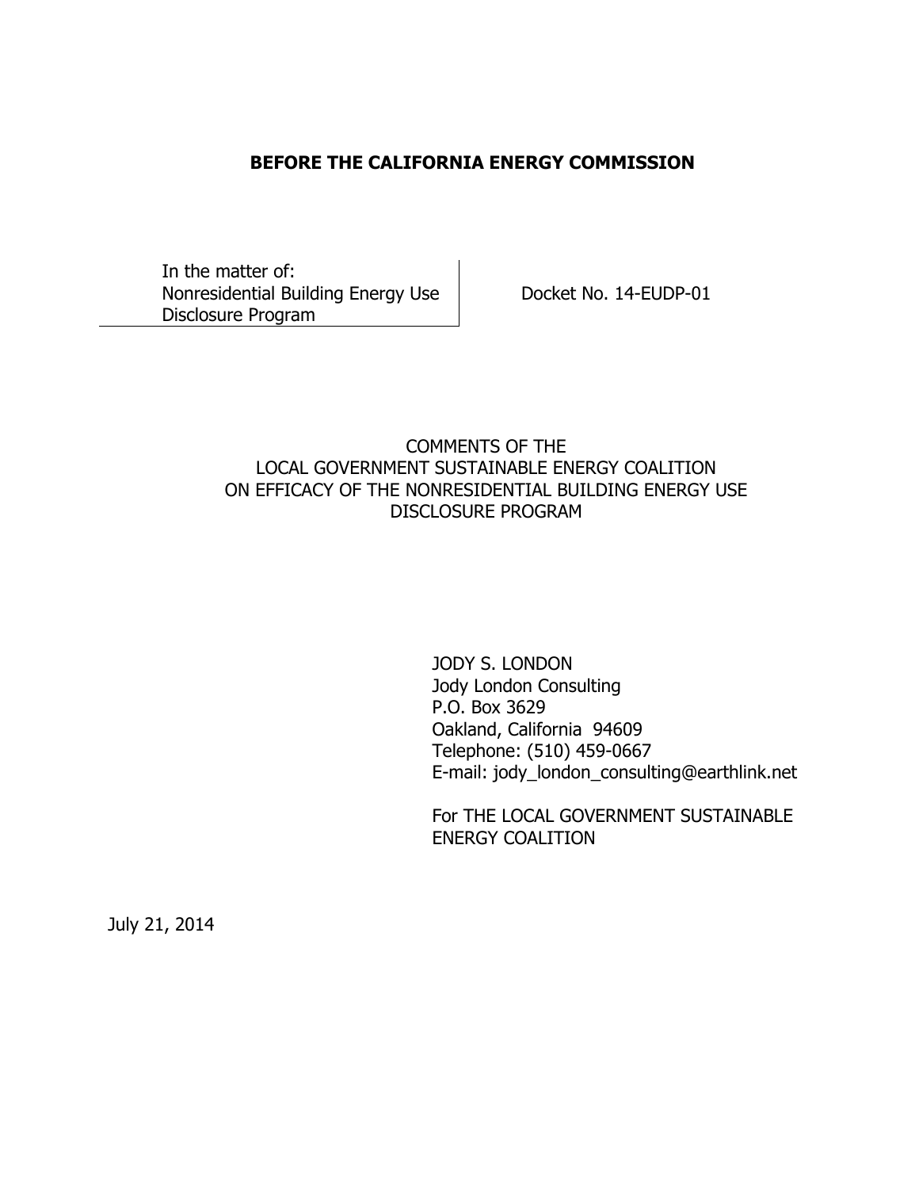**BEFORE THE CALIFORNIA ENERGY COMMISSION**

| In the matter of: Nonresidential Building Energy Use Disclosure Program | Docket No. 14-EUDP-01 |
| --- | --- |

COMMENTS OF THE
LOCAL GOVERNMENT SUSTAINABLE ENERGY COALITION
ON EFFICACY OF THE NONRESIDENTIAL BUILDING ENERGY USE
DISCLOSURE PROGRAM

JODY S. LONDON
Jody London Consulting
P.O. Box 3629
Oakland, California 94609
Telephone: (510) 459-0667
E-mail: jody_london_consulting@earthlink.net

For THE LOCAL GOVERNMENT SUSTAINABLE
ENERGY COALITION

July 21, 2014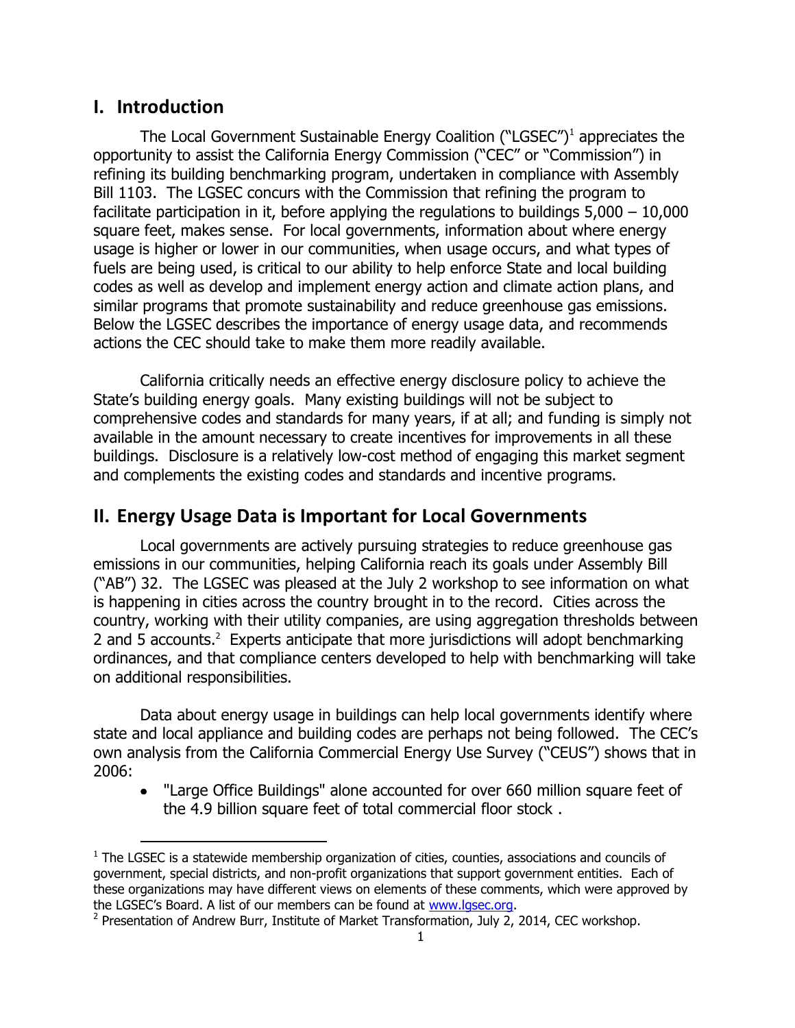## I. Introduction

The Local Government Sustainable Energy Coalition ("LGSEC")[1] appreciates the opportunity to assist the California Energy Commission ("CEC" or "Commission") in refining its building benchmarking program, undertaken in compliance with Assembly Bill 1103. The LGSEC concurs with the Commission that refining the program to facilitate participation in it, before applying the regulations to buildings 5,000 – 10,000 square feet, makes sense. For local governments, information about where energy usage is higher or lower in our communities, when usage occurs, and what types of fuels are being used, is critical to our ability to help enforce State and local building codes as well as develop and implement energy action and climate action plans, and similar programs that promote sustainability and reduce greenhouse gas emissions. Below the LGSEC describes the importance of energy usage data, and recommends actions the CEC should take to make them more readily available.

California critically needs an effective energy disclosure policy to achieve the State's building energy goals. Many existing buildings will not be subject to comprehensive codes and standards for many years, if at all; and funding is simply not available in the amount necessary to create incentives for improvements in all these buildings. Disclosure is a relatively low-cost method of engaging this market segment and complements the existing codes and standards and incentive programs.

## II. Energy Usage Data is Important for Local Governments

Local governments are actively pursuing strategies to reduce greenhouse gas emissions in our communities, helping California reach its goals under Assembly Bill ("AB") 32. The LGSEC was pleased at the July 2 workshop to see information on what is happening in cities across the country brought in to the record. Cities across the country, working with their utility companies, are using aggregation thresholds between 2 and 5 accounts.[2] Experts anticipate that more jurisdictions will adopt benchmarking ordinances, and that compliance centers developed to help with benchmarking will take on additional responsibilities.

Data about energy usage in buildings can help local governments identify where state and local appliance and building codes are perhaps not being followed. The CEC's own analysis from the California Commercial Energy Use Survey ("CEUS") shows that in 2006:

- "Large Office Buildings" alone accounted for over 660 million square feet of the 4.9 billion square feet of total commercial floor stock .

---

[1] The LGSEC is a statewide membership organization of cities, counties, associations and councils of government, special districts, and non-profit organizations that support government entities. Each of these organizations may have different views on elements of these comments, which were approved by the LGSEC's Board. A list of our members can be found at www.lgsec.org.

[2] Presentation of Andrew Burr, Institute of Market Transformation, July 2, 2014, CEC workshop.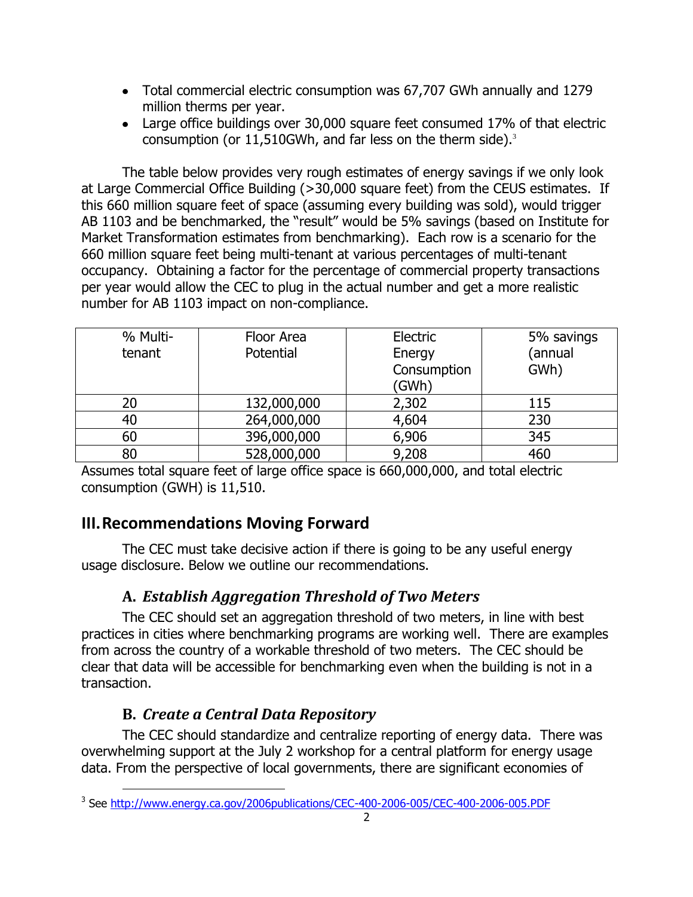- Total commercial electric consumption was 67,707 GWh annually and 1279 million therms per year.
- Large office buildings over 30,000 square feet consumed 17% of that electric consumption (or 11,510GWh, and far less on the therm side).[3]

The table below provides very rough estimates of energy savings if we only look at Large Commercial Office Building (>30,000 square feet) from the CEUS estimates. If this 660 million square feet of space (assuming every building was sold), would trigger AB 1103 and be benchmarked, the "result" would be 5% savings (based on Institute for Market Transformation estimates from benchmarking). Each row is a scenario for the 660 million square feet being multi-tenant at various percentages of multi-tenant occupancy. Obtaining a factor for the percentage of commercial property transactions per year would allow the CEC to plug in the actual number and get a more realistic number for AB 1103 impact on non-compliance.

| % Multi-tenant | Floor Area Potential | Electric Energy Consumption (GWh) | 5% savings (annual GWh) |
|---|---|---|---|
| 20 | 132,000,000 | 2,302 | 115 |
| 40 | 264,000,000 | 4,604 | 230 |
| 60 | 396,000,000 | 6,906 | 345 |
| 80 | 528,000,000 | 9,208 | 460 |

Assumes total square feet of large office space is 660,000,000, and total electric consumption (GWH) is 11,510.

## III. Recommendations Moving Forward

The CEC must take decisive action if there is going to be any useful energy usage disclosure. Below we outline our recommendations.

### A. *Establish Aggregation Threshold of Two Meters*

The CEC should set an aggregation threshold of two meters, in line with best practices in cities where benchmarking programs are working well. There are examples from across the country of a workable threshold of two meters. The CEC should be clear that data will be accessible for benchmarking even when the building is not in a transaction.

### B. *Create a Central Data Repository*

The CEC should standardize and centralize reporting of energy data. There was overwhelming support at the July 2 workshop for a central platform for energy usage data. From the perspective of local governments, there are significant economies of

[3] See http://www.energy.ca.gov/2006publications/CEC-400-2006-005/CEC-400-2006-005.PDF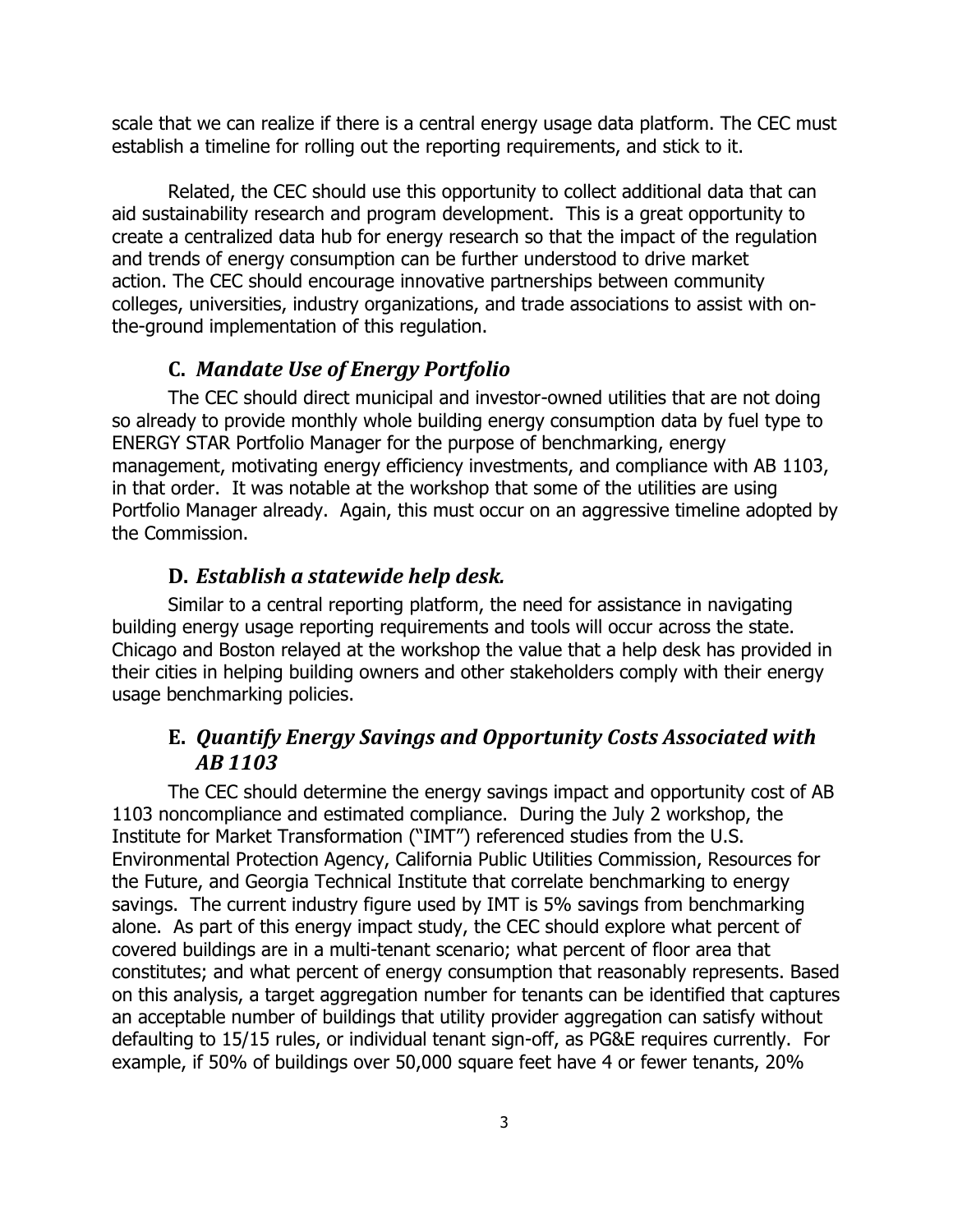scale that we can realize if there is a central energy usage data platform. The CEC must establish a timeline for rolling out the reporting requirements, and stick to it.

Related, the CEC should use this opportunity to collect additional data that can aid sustainability research and program development. This is a great opportunity to create a centralized data hub for energy research so that the impact of the regulation and trends of energy consumption can be further understood to drive market action. The CEC should encourage innovative partnerships between community colleges, universities, industry organizations, and trade associations to assist with on-the-ground implementation of this regulation.

### C. *Mandate Use of Energy Portfolio*

The CEC should direct municipal and investor-owned utilities that are not doing so already to provide monthly whole building energy consumption data by fuel type to ENERGY STAR Portfolio Manager for the purpose of benchmarking, energy management, motivating energy efficiency investments, and compliance with AB 1103, in that order. It was notable at the workshop that some of the utilities are using Portfolio Manager already. Again, this must occur on an aggressive timeline adopted by the Commission.

### D. *Establish a statewide help desk.*

Similar to a central reporting platform, the need for assistance in navigating building energy usage reporting requirements and tools will occur across the state. Chicago and Boston relayed at the workshop the value that a help desk has provided in their cities in helping building owners and other stakeholders comply with their energy usage benchmarking policies.

### E. *Quantify Energy Savings and Opportunity Costs Associated with AB 1103*

The CEC should determine the energy savings impact and opportunity cost of AB 1103 noncompliance and estimated compliance. During the July 2 workshop, the Institute for Market Transformation ("IMT") referenced studies from the U.S. Environmental Protection Agency, California Public Utilities Commission, Resources for the Future, and Georgia Technical Institute that correlate benchmarking to energy savings. The current industry figure used by IMT is 5% savings from benchmarking alone. As part of this energy impact study, the CEC should explore what percent of covered buildings are in a multi-tenant scenario; what percent of floor area that constitutes; and what percent of energy consumption that reasonably represents. Based on this analysis, a target aggregation number for tenants can be identified that captures an acceptable number of buildings that utility provider aggregation can satisfy without defaulting to 15/15 rules, or individual tenant sign-off, as PG&E requires currently. For example, if 50% of buildings over 50,000 square feet have 4 or fewer tenants, 20%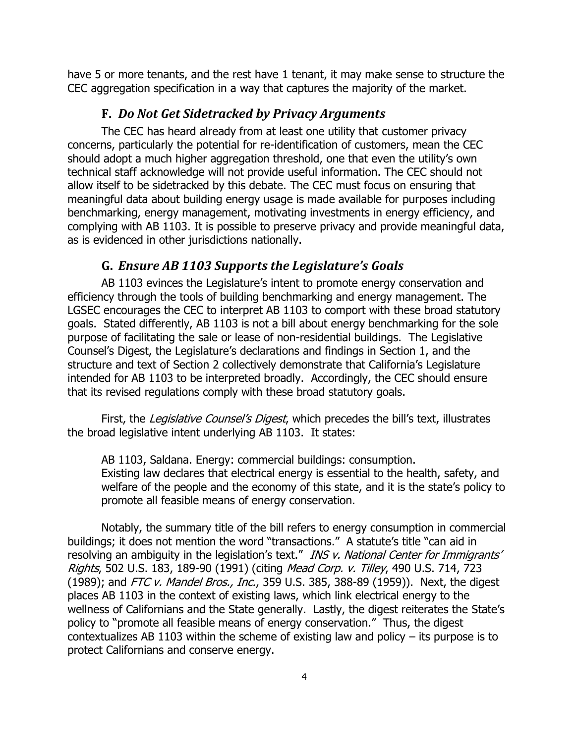have 5 or more tenants, and the rest have 1 tenant, it may make sense to structure the CEC aggregation specification in a way that captures the majority of the market.

### F. *Do Not Get Sidetracked by Privacy Arguments*

The CEC has heard already from at least one utility that customer privacy concerns, particularly the potential for re-identification of customers, mean the CEC should adopt a much higher aggregation threshold, one that even the utility's own technical staff acknowledge will not provide useful information. The CEC should not allow itself to be sidetracked by this debate. The CEC must focus on ensuring that meaningful data about building energy usage is made available for purposes including benchmarking, energy management, motivating investments in energy efficiency, and complying with AB 1103. It is possible to preserve privacy and provide meaningful data, as is evidenced in other jurisdictions nationally.

### G. *Ensure AB 1103 Supports the Legislature's Goals*

AB 1103 evinces the Legislature's intent to promote energy conservation and efficiency through the tools of building benchmarking and energy management. The LGSEC encourages the CEC to interpret AB 1103 to comport with these broad statutory goals. Stated differently, AB 1103 is not a bill about energy benchmarking for the sole purpose of facilitating the sale or lease of non-residential buildings. The Legislative Counsel's Digest, the Legislature's declarations and findings in Section 1, and the structure and text of Section 2 collectively demonstrate that California's Legislature intended for AB 1103 to be interpreted broadly. Accordingly, the CEC should ensure that its revised regulations comply with these broad statutory goals.

First, the *Legislative Counsel's Digest*, which precedes the bill's text, illustrates the broad legislative intent underlying AB 1103. It states:

> AB 1103, Saldana. Energy: commercial buildings: consumption.
> Existing law declares that electrical energy is essential to the health, safety, and welfare of the people and the economy of this state, and it is the state's policy to promote all feasible means of energy conservation.

Notably, the summary title of the bill refers to energy consumption in commercial buildings; it does not mention the word "transactions." A statute's title "can aid in resolving an ambiguity in the legislation's text." *INS v. National Center for Immigrants' Rights*, 502 U.S. 183, 189-90 (1991) (citing *Mead Corp. v. Tilley*, 490 U.S. 714, 723 (1989); and *FTC v. Mandel Bros., Inc.*, 359 U.S. 385, 388-89 (1959)). Next, the digest places AB 1103 in the context of existing laws, which link electrical energy to the wellness of Californians and the State generally. Lastly, the digest reiterates the State's policy to "promote all feasible means of energy conservation." Thus, the digest contextualizes AB 1103 within the scheme of existing law and policy – its purpose is to protect Californians and conserve energy.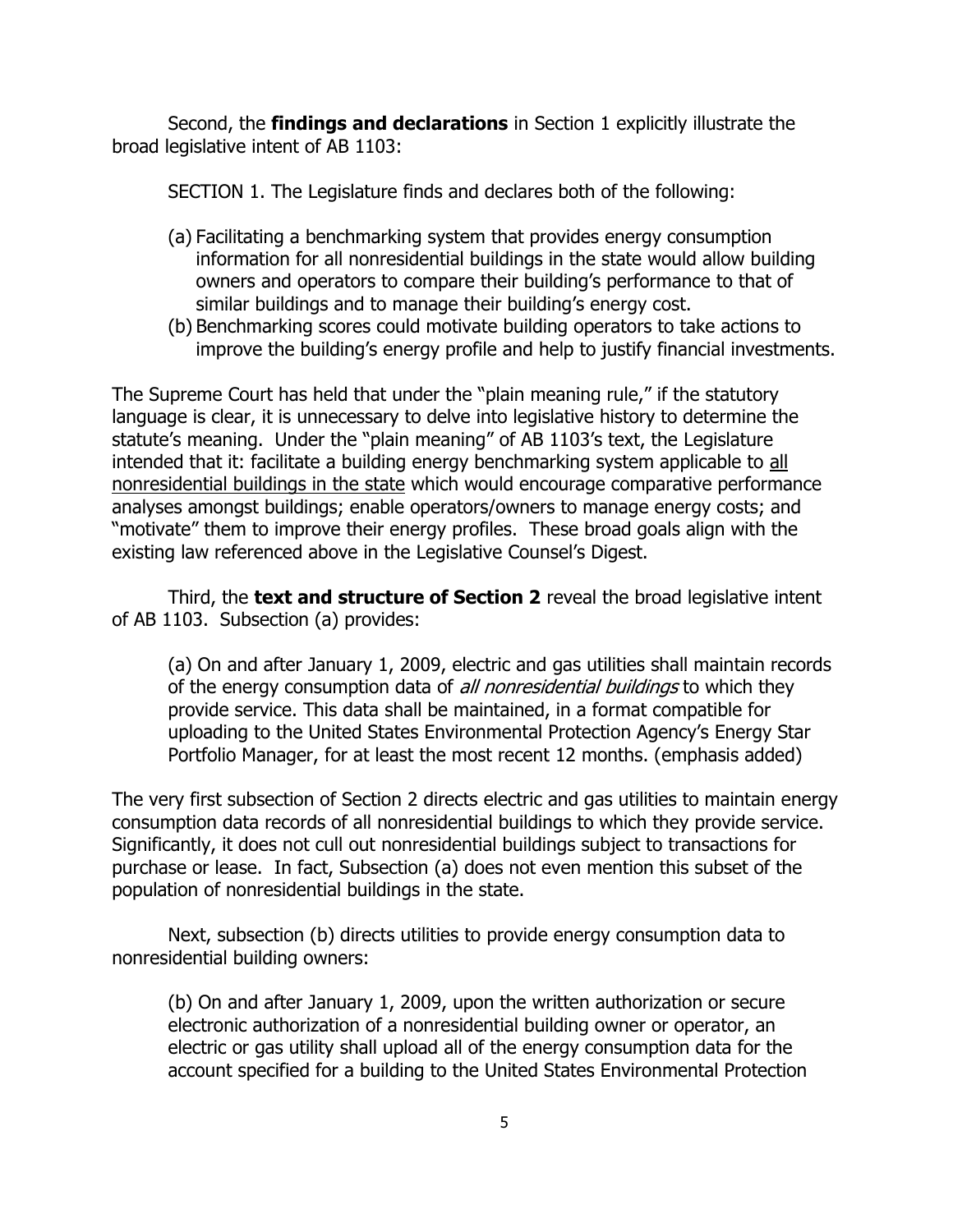Second, the **findings and declarations** in Section 1 explicitly illustrate the broad legislative intent of AB 1103:

> SECTION 1. The Legislature finds and declares both of the following:
>
> (a) Facilitating a benchmarking system that provides energy consumption information for all nonresidential buildings in the state would allow building owners and operators to compare their building's performance to that of similar buildings and to manage their building's energy cost.
>
> (b) Benchmarking scores could motivate building operators to take actions to improve the building's energy profile and help to justify financial investments.

The Supreme Court has held that under the "plain meaning rule," if the statutory language is clear, it is unnecessary to delve into legislative history to determine the statute's meaning. Under the "plain meaning" of AB 1103's text, the Legislature intended that it: facilitate a building energy benchmarking system applicable to <u>all nonresidential buildings in the state</u> which would encourage comparative performance analyses amongst buildings; enable operators/owners to manage energy costs; and "motivate" them to improve their energy profiles. These broad goals align with the existing law referenced above in the Legislative Counsel's Digest.

Third, the **text and structure of Section 2** reveal the broad legislative intent of AB 1103. Subsection (a) provides:

> (a) On and after January 1, 2009, electric and gas utilities shall maintain records of the energy consumption data of *all nonresidential buildings* to which they provide service. This data shall be maintained, in a format compatible for uploading to the United States Environmental Protection Agency's Energy Star Portfolio Manager, for at least the most recent 12 months. (emphasis added)

The very first subsection of Section 2 directs electric and gas utilities to maintain energy consumption data records of all nonresidential buildings to which they provide service. Significantly, it does not cull out nonresidential buildings subject to transactions for purchase or lease. In fact, Subsection (a) does not even mention this subset of the population of nonresidential buildings in the state.

Next, subsection (b) directs utilities to provide energy consumption data to nonresidential building owners:

> (b) On and after January 1, 2009, upon the written authorization or secure electronic authorization of a nonresidential building owner or operator, an electric or gas utility shall upload all of the energy consumption data for the account specified for a building to the United States Environmental Protection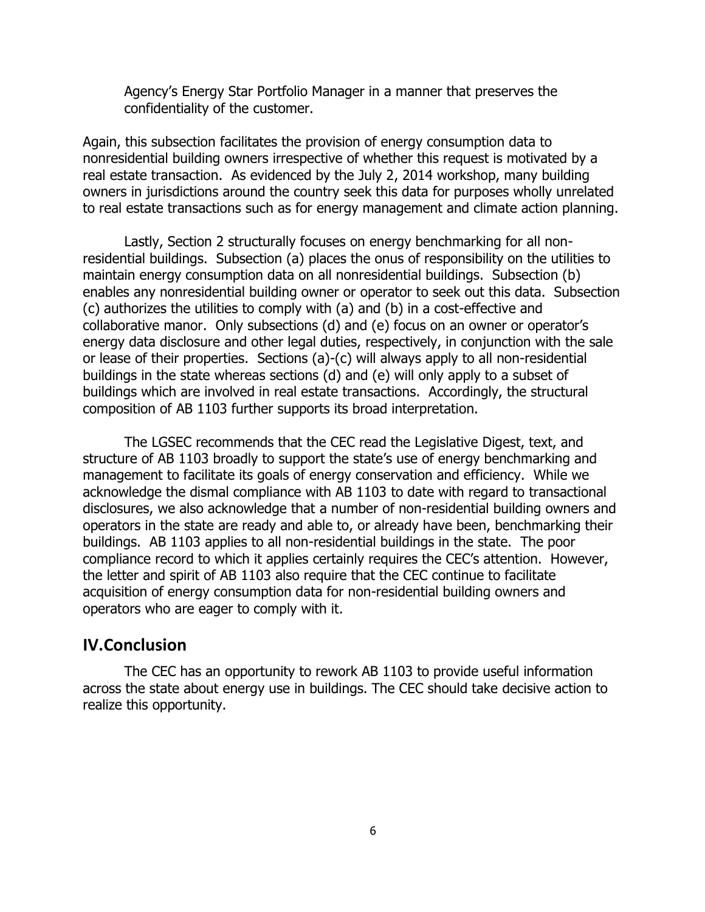Agency's Energy Star Portfolio Manager in a manner that preserves the confidentiality of the customer.

Again, this subsection facilitates the provision of energy consumption data to nonresidential building owners irrespective of whether this request is motivated by a real estate transaction. As evidenced by the July 2, 2014 workshop, many building owners in jurisdictions around the country seek this data for purposes wholly unrelated to real estate transactions such as for energy management and climate action planning.

Lastly, Section 2 structurally focuses on energy benchmarking for all non-residential buildings. Subsection (a) places the onus of responsibility on the utilities to maintain energy consumption data on all nonresidential buildings. Subsection (b) enables any nonresidential building owner or operator to seek out this data. Subsection (c) authorizes the utilities to comply with (a) and (b) in a cost-effective and collaborative manor. Only subsections (d) and (e) focus on an owner or operator's energy data disclosure and other legal duties, respectively, in conjunction with the sale or lease of their properties. Sections (a)-(c) will always apply to all non-residential buildings in the state whereas sections (d) and (e) will only apply to a subset of buildings which are involved in real estate transactions. Accordingly, the structural composition of AB 1103 further supports its broad interpretation.

The LGSEC recommends that the CEC read the Legislative Digest, text, and structure of AB 1103 broadly to support the state's use of energy benchmarking and management to facilitate its goals of energy conservation and efficiency. While we acknowledge the dismal compliance with AB 1103 to date with regard to transactional disclosures, we also acknowledge that a number of non-residential building owners and operators in the state are ready and able to, or already have been, benchmarking their buildings. AB 1103 applies to all non-residential buildings in the state. The poor compliance record to which it applies certainly requires the CEC's attention. However, the letter and spirit of AB 1103 also require that the CEC continue to facilitate acquisition of energy consumption data for non-residential building owners and operators who are eager to comply with it.

## IV.Conclusion

The CEC has an opportunity to rework AB 1103 to provide useful information across the state about energy use in buildings. The CEC should take decisive action to realize this opportunity.